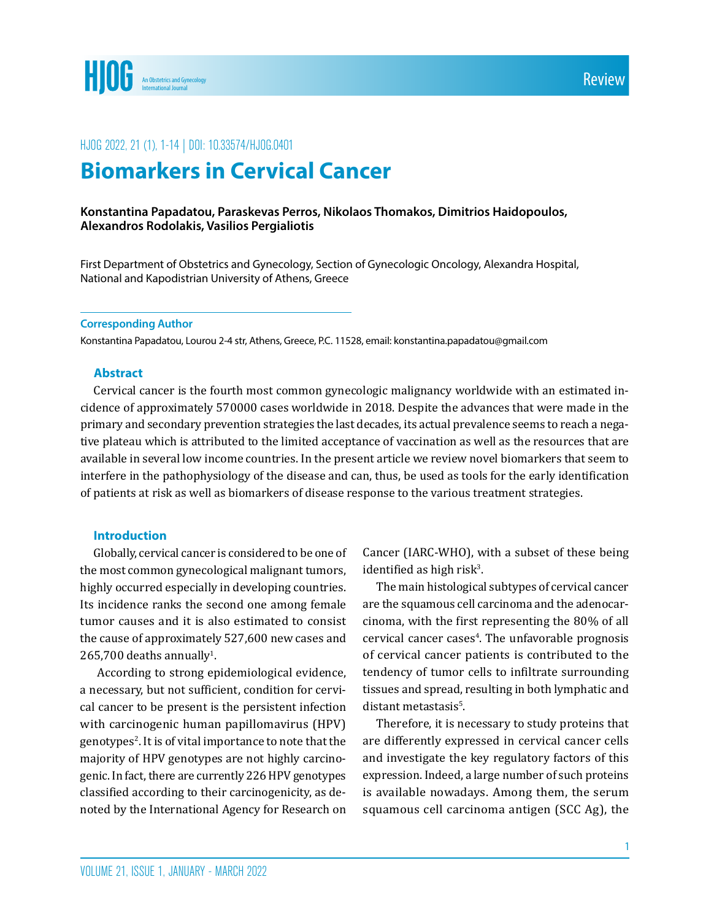Review

HJOG 2022, 21 (1), 1-14 | DOI: 10.33574/HJOG.0401

# Biomarkers in Cervical Cancer

**Konstantina Papadatou, Paraskevas Perros, Nikolaos Thomakos, Dimitrios Haidopoulos, Alexandros Rodolakis, Vasilios Pergialiotis**

First Department of Obstetrics and Gynecology, Section of Gynecologic Oncology, Alexandra Hospital, National and Kapodistrian University of Athens, Greece

**Corresponding Author**

Konstantina Papadatou, Lourou 2-4 str, Athens, Greece, P.C. 11528, email: konstantina.papadatou@gmail.com

## Abstract

Cervical cancer is the fourth most common gynecologic malignancy worldwide with an estimated incidence of approximately 570000 cases worldwide in 2018. Despite the advances that were made in the primary and secondary prevention strategies the last decades, its actual prevalence seems to reach a negative plateau which is attributed to the limited acceptance of vaccination as well as the resources that are available in several low income countries. In the present article we review novel biomarkers that seem to interfere in the pathophysiology of the disease and can, thus, be used as tools for the early identification of patients at risk as well as biomarkers of disease response to the various treatment strategies.

## Introduction

Globally, cervical cancer is considered to be one of the most common gynecological malignant tumors, highly occurred especially in developing countries. Its incidence ranks the second one among female tumor causes and it is also estimated to consist the cause of approximately 527,600 new cases and 265,700 deaths annually[1].

According to strong epidemiological evidence, a necessary, but not sufficient, condition for cervical cancer to be present is the persistent infection with carcinogenic human papillomavirus (HPV) genotypes[2]. It is of vital importance to note that the majority of HPV genotypes are not highly carcinogenic. In fact, there are currently 226 HPV genotypes classified according to their carcinogenicity, as denoted by the International Agency for Research on Cancer (IARC-WHO), with a subset of these being identified as high risk[3].

The main histological subtypes of cervical cancer are the squamous cell carcinoma and the adenocarcinoma, with the first representing the 80% of all cervical cancer cases[4]. The unfavorable prognosis of cervical cancer patients is contributed to the tendency of tumor cells to infiltrate surrounding tissues and spread, resulting in both lymphatic and distant metastasis[5].

Therefore, it is necessary to study proteins that are differently expressed in cervical cancer cells and investigate the key regulatory factors of this expression. Indeed, a large number of such proteins is available nowadays. Among them, the serum squamous cell carcinoma antigen (SCC Ag), the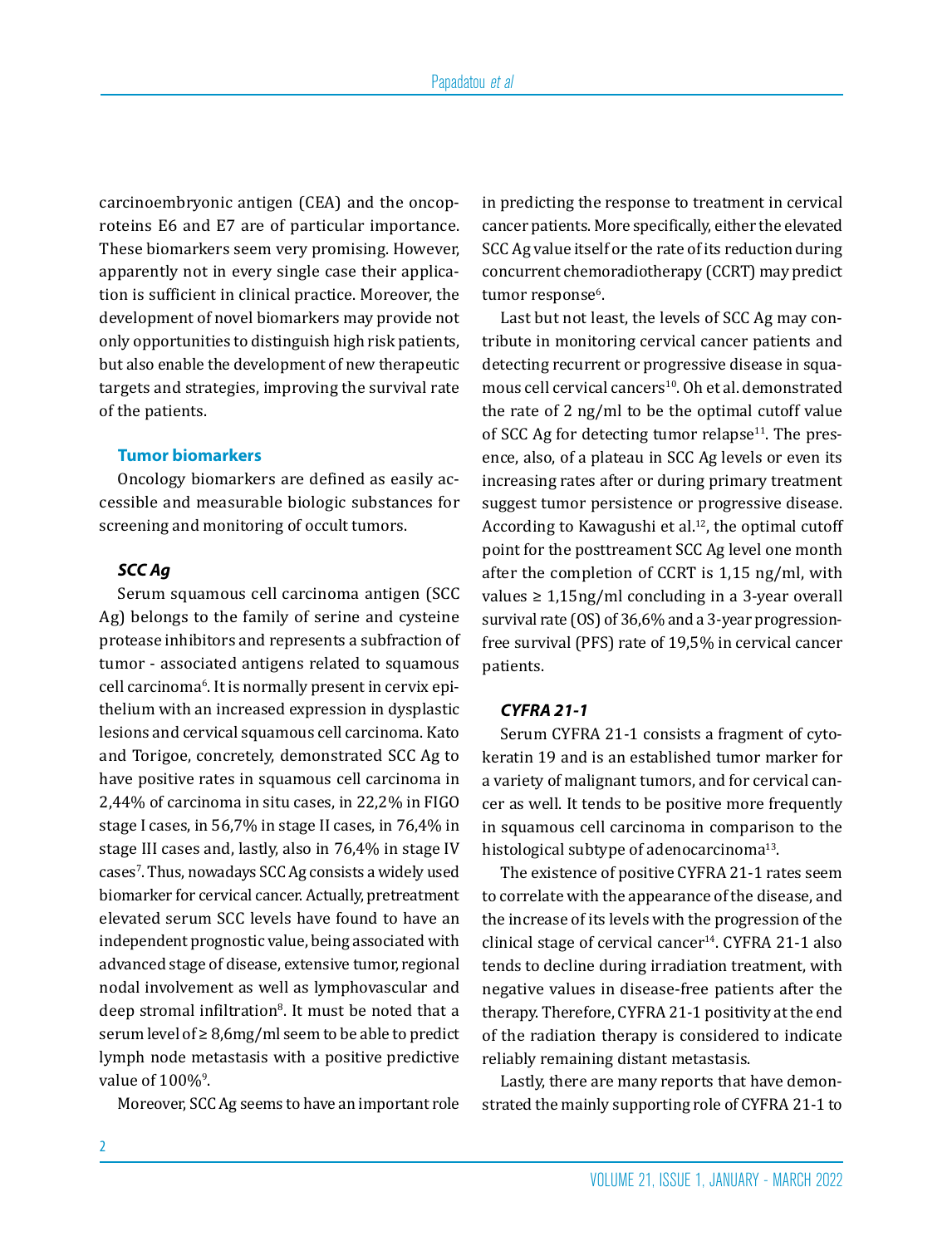carcinoembryonic antigen (CEA) and the oncoproteins E6 and E7 are of particular importance. These biomarkers seem very promising. However, apparently not in every single case their application is sufficient in clinical practice. Moreover, the development of novel biomarkers may provide not only opportunities to distinguish high risk patients, but also enable the development of new therapeutic targets and strategies, improving the survival rate of the patients.

## Tumor biomarkers

Oncology biomarkers are defined as easily accessible and measurable biologic substances for screening and monitoring of occult tumors.

### *SCC Ag*

Serum squamous cell carcinoma antigen (SCC Ag) belongs to the family of serine and cysteine protease inhibitors and represents a subfraction of tumor - associated antigens related to squamous cell carcinoma[6]. It is normally present in cervix epithelium with an increased expression in dysplastic lesions and cervical squamous cell carcinoma. Kato and Torigoe, concretely, demonstrated SCC Ag to have positive rates in squamous cell carcinoma in 2,44% of carcinoma in situ cases, in 22,2% in FIGO stage I cases, in 56,7% in stage II cases, in 76,4% in stage III cases and, lastly, also in 76,4% in stage IV cases[7]. Thus, nowadays SCC Ag consists a widely used biomarker for cervical cancer. Actually, pretreatment elevated serum SCC levels have found to have an independent prognostic value, being associated with advanced stage of disease, extensive tumor, regional nodal involvement as well as lymphovascular and deep stromal infiltration[8]. It must be noted that a serum level of ≥ 8,6mg/ml seem to be able to predict lymph node metastasis with a positive predictive value of 100%[9].

Moreover, SCC Ag seems to have an important role in predicting the response to treatment in cervical cancer patients. More specifically, either the elevated SCC Ag value itself or the rate of its reduction during concurrent chemoradiotherapy (CCRT) may predict tumor response[6].

Last but not least, the levels of SCC Ag may contribute in monitoring cervical cancer patients and detecting recurrent or progressive disease in squamous cell cervical cancers[10]. Oh et al. demonstrated the rate of 2 ng/ml to be the optimal cutoff value of SCC Ag for detecting tumor relapse[11]. The presence, also, of a plateau in SCC Ag levels or even its increasing rates after or during primary treatment suggest tumor persistence or progressive disease. According to Kawagushi et al.[12], the optimal cutoff point for the posttreament SCC Ag level one month after the completion of CCRT is 1,15 ng/ml, with values ≥ 1,15ng/ml concluding in a 3-year overall survival rate (OS) of 36,6% and a 3-year progression-free survival (PFS) rate of 19,5% in cervical cancer patients.

### *CYFRA 21-1*

Serum CYFRA 21-1 consists a fragment of cytokeratin 19 and is an established tumor marker for a variety of malignant tumors, and for cervical cancer as well. It tends to be positive more frequently in squamous cell carcinoma in comparison to the histological subtype of adenocarcinoma[13].

The existence of positive CYFRA 21-1 rates seem to correlate with the appearance of the disease, and the increase of its levels with the progression of the clinical stage of cervical cancer[14]. CYFRA 21-1 also tends to decline during irradiation treatment, with negative values in disease-free patients after the therapy. Therefore, CYFRA 21-1 positivity at the end of the radiation therapy is considered to indicate reliably remaining distant metastasis.

Lastly, there are many reports that have demonstrated the mainly supporting role of CYFRA 21-1 to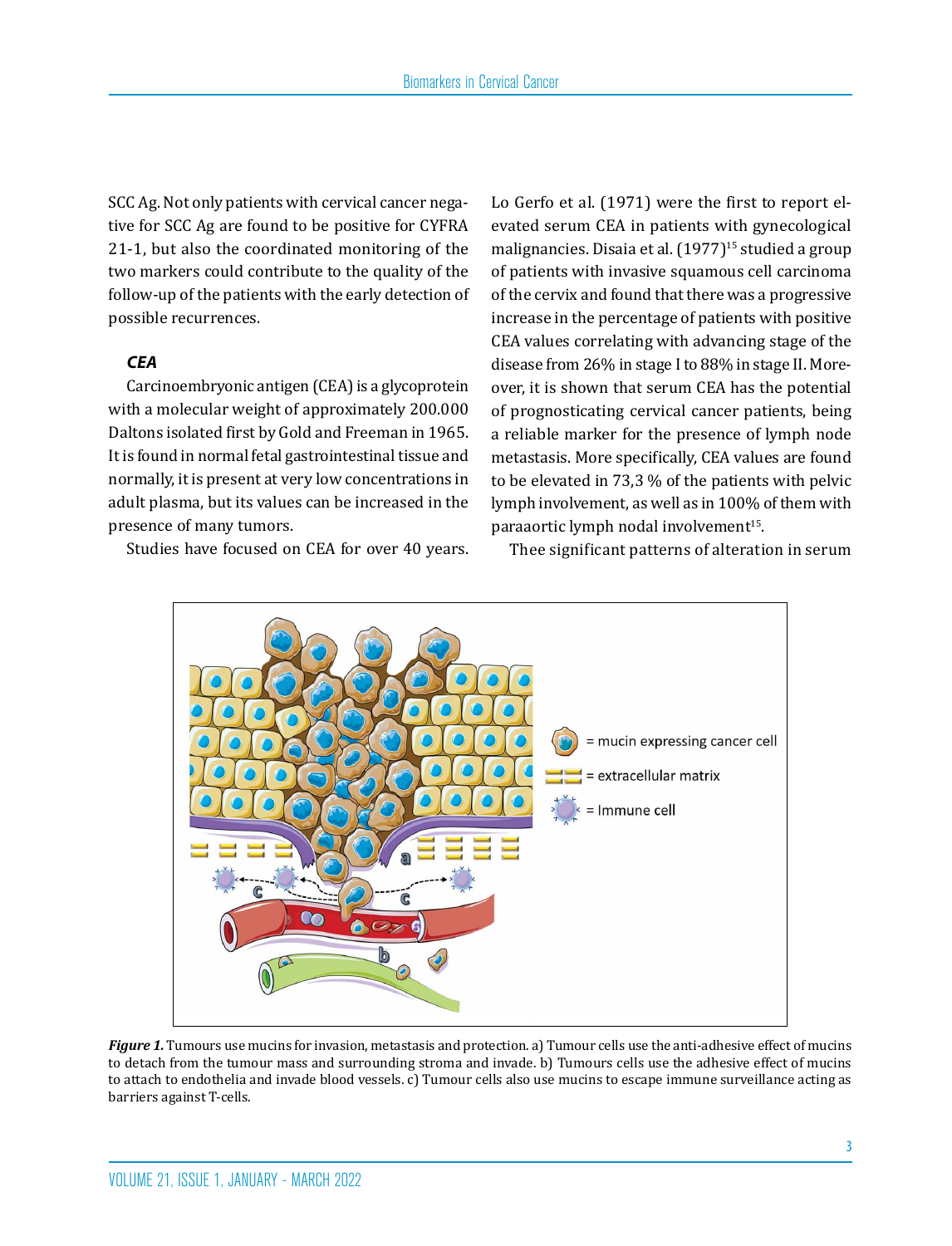SCC Ag. Not only patients with cervical cancer negative for SCC Ag are found to be positive for CYFRA 21-1, but also the coordinated monitoring of the two markers could contribute to the quality of the follow-up of the patients with the early detection of possible recurrences.

### *CEA*

Carcinoembryonic antigen (CEA) is a glycoprotein with a molecular weight of approximately 200.000 Daltons isolated first by Gold and Freeman in 1965. It is found in normal fetal gastrointestinal tissue and normally, it is present at very low concentrations in adult plasma, but its values can be increased in the presence of many tumors.

Studies have focused on CEA for over 40 years. Lo Gerfo et al. (1971) were the first to report elevated serum CEA in patients with gynecological malignancies. Disaia et al. (1977)[15] studied a group of patients with invasive squamous cell carcinoma of the cervix and found that there was a progressive increase in the percentage of patients with positive CEA values correlating with advancing stage of the disease from 26% in stage I to 88% in stage II. Moreover, it is shown that serum CEA has the potential of prognosticating cervical cancer patients, being a reliable marker for the presence of lymph node metastasis. More specifically, CEA values are found to be elevated in 73,3 % of the patients with pelvic lymph involvement, as well as in 100% of them with paraaortic lymph nodal involvement[15].

Thee significant patterns of alteration in serum

***Figure 1.*** Tumours use mucins for invasion, metastasis and protection. a) Tumour cells use the anti-adhesive effect of mucins to detach from the tumour mass and surrounding stroma and invade. b) Tumours cells use the adhesive effect of mucins to attach to endothelia and invade blood vessels. c) Tumour cells also use mucins to escape immune surveillance acting as barriers against T-cells.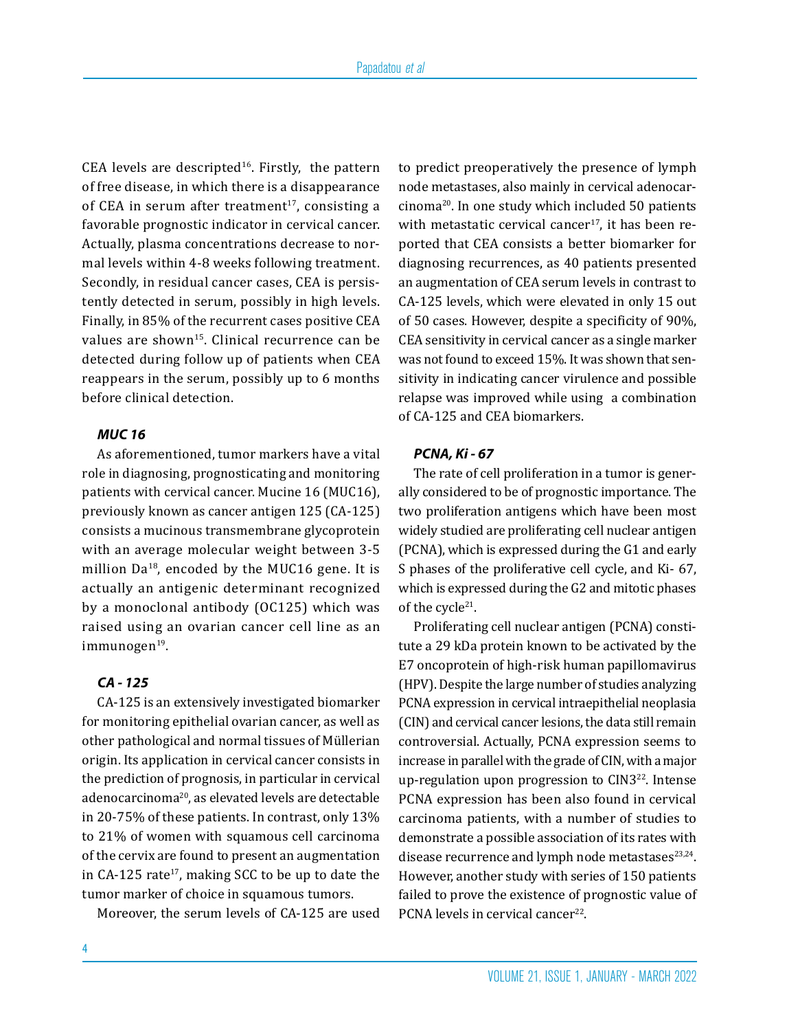CEA levels are descripted[16]. Firstly, the pattern of free disease, in which there is a disappearance of CEA in serum after treatment[17], consisting a favorable prognostic indicator in cervical cancer. Actually, plasma concentrations decrease to normal levels within 4-8 weeks following treatment. Secondly, in residual cancer cases, CEA is persistently detected in serum, possibly in high levels. Finally, in 85% of the recurrent cases positive CEA values are shown[15]. Clinical recurrence can be detected during follow up of patients when CEA reappears in the serum, possibly up to 6 months before clinical detection.

### *MUC 16*

As aforementioned, tumor markers have a vital role in diagnosing, prognosticating and monitoring patients with cervical cancer. Mucine 16 (MUC16), previously known as cancer antigen 125 (CA-125) consists a mucinous transmembrane glycoprotein with an average molecular weight between 3-5 million Da[18], encoded by the MUC16 gene. It is actually an antigenic determinant recognized by a monoclonal antibody (OC125) which was raised using an ovarian cancer cell line as an immunogen[19].

### *CA - 125*

CA-125 is an extensively investigated biomarker for monitoring epithelial ovarian cancer, as well as other pathological and normal tissues of Müllerian origin. Its application in cervical cancer consists in the prediction of prognosis, in particular in cervical adenocarcinoma[20], as elevated levels are detectable in 20-75% of these patients. In contrast, only 13% to 21% of women with squamous cell carcinoma of the cervix are found to present an augmentation in CA-125 rate[17], making SCC to be up to date the tumor marker of choice in squamous tumors.

Moreover, the serum levels of CA-125 are used to predict preoperatively the presence of lymph node metastases, also mainly in cervical adenocarcinoma[20]. In one study which included 50 patients with metastatic cervical cancer[17], it has been reported that CEA consists a better biomarker for diagnosing recurrences, as 40 patients presented an augmentation of CEA serum levels in contrast to CA-125 levels, which were elevated in only 15 out of 50 cases. However, despite a specificity of 90%, CEA sensitivity in cervical cancer as a single marker was not found to exceed 15%. It was shown that sensitivity in indicating cancer virulence and possible relapse was improved while using a combination of CA-125 and CEA biomarkers.

### *PCNA, Ki - 67*

The rate of cell proliferation in a tumor is generally considered to be of prognostic importance. The two proliferation antigens which have been most widely studied are proliferating cell nuclear antigen (PCNA), which is expressed during the G1 and early S phases of the proliferative cell cycle, and Ki- 67, which is expressed during the G2 and mitotic phases of the cycle[21].

Proliferating cell nuclear antigen (PCNA) constitute a 29 kDa protein known to be activated by the E7 oncoprotein of high-risk human papillomavirus (HPV). Despite the large number of studies analyzing PCNA expression in cervical intraepithelial neoplasia (CIN) and cervical cancer lesions, the data still remain controversial. Actually, PCNA expression seems to increase in parallel with the grade of CIN, with a major up-regulation upon progression to CIN3[22]. Intense PCNA expression has been also found in cervical carcinoma patients, with a number of studies to demonstrate a possible association of its rates with disease recurrence and lymph node metastases[23,24]. However, another study with series of 150 patients failed to prove the existence of prognostic value of PCNA levels in cervical cancer[22].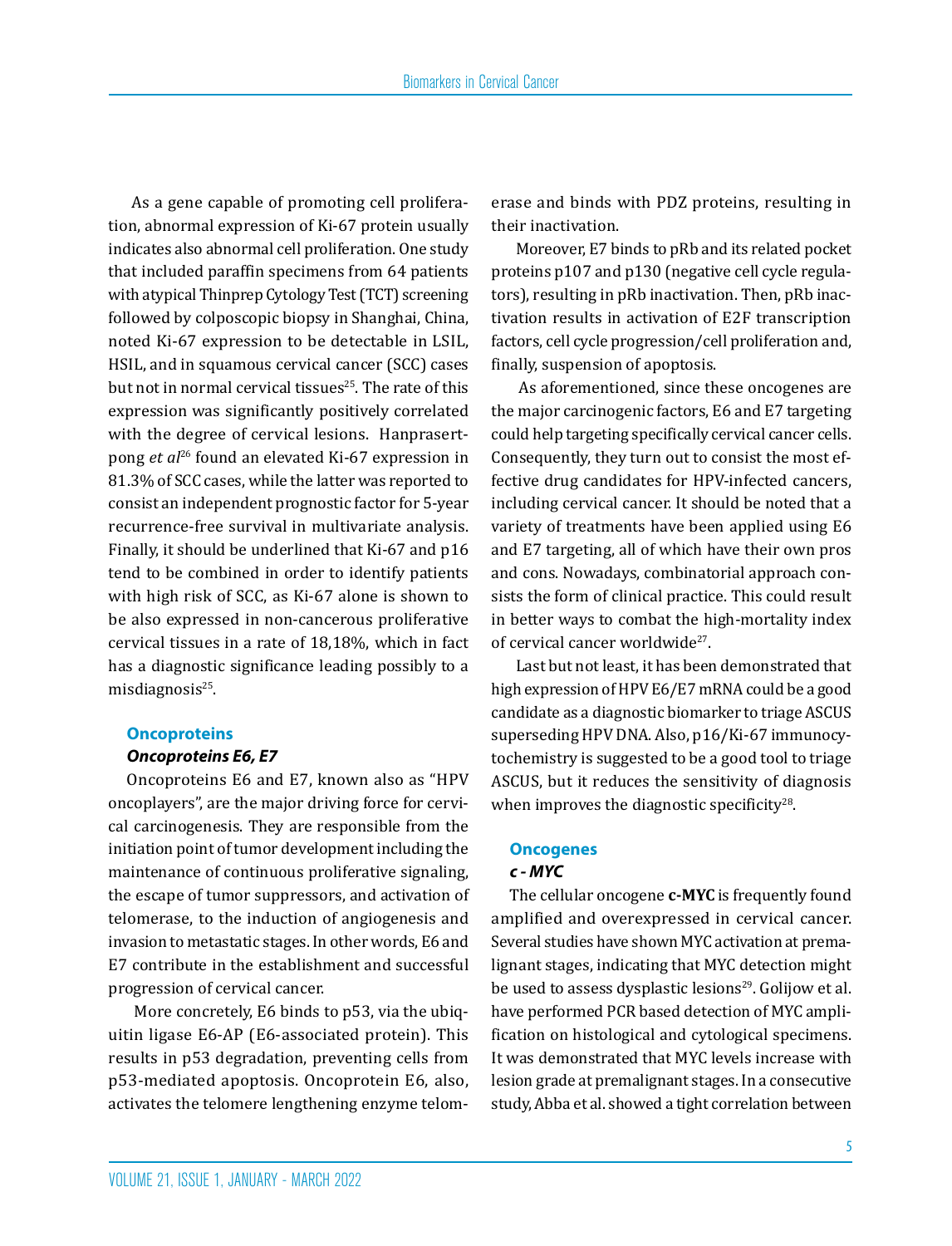As a gene capable of promoting cell proliferation, abnormal expression of Ki-67 protein usually indicates also abnormal cell proliferation. One study that included paraffin specimens from 64 patients with atypical Thinprep Cytology Test (TCT) screening followed by colposcopic biopsy in Shanghai, China, noted Ki-67 expression to be detectable in LSIL, HSIL, and in squamous cervical cancer (SCC) cases but not in normal cervical tissues[25]. The rate of this expression was significantly positively correlated with the degree of cervical lesions. Hanprasertpong *et al*[26] found an elevated Ki-67 expression in 81.3% of SCC cases, while the latter was reported to consist an independent prognostic factor for 5-year recurrence-free survival in multivariate analysis. Finally, it should be underlined that Ki-67 and p16 tend to be combined in order to identify patients with high risk of SCC, as Ki-67 alone is shown to be also expressed in non-cancerous proliferative cervical tissues in a rate of 18,18%, which in fact has a diagnostic significance leading possibly to a misdiagnosis[25].

## Oncoproteins

### *Oncoproteins E6, E7*

Oncoproteins E6 and E7, known also as "HPV oncoplayers", are the major driving force for cervical carcinogenesis. They are responsible from the initiation point of tumor development including the maintenance of continuous proliferative signaling, the escape of tumor suppressors, and activation of telomerase, to the induction of angiogenesis and invasion to metastatic stages. In other words, E6 and E7 contribute in the establishment and successful progression of cervical cancer.

More concretely, E6 binds to p53, via the ubiquitin ligase E6-AP (E6-associated protein). This results in p53 degradation, preventing cells from p53-mediated apoptosis. Oncoprotein E6, also, activates the telomere lengthening enzyme telomerase and binds with PDZ proteins, resulting in their inactivation.

Moreover, E7 binds to pRb and its related pocket proteins p107 and p130 (negative cell cycle regulators), resulting in pRb inactivation. Then, pRb inactivation results in activation of E2F transcription factors, cell cycle progression/cell proliferation and, finally, suspension of apoptosis.

As aforementioned, since these oncogenes are the major carcinogenic factors, E6 and E7 targeting could help targeting specifically cervical cancer cells. Consequently, they turn out to consist the most effective drug candidates for HPV-infected cancers, including cervical cancer. It should be noted that a variety of treatments have been applied using E6 and E7 targeting, all of which have their own pros and cons. Nowadays, combinatorial approach consists the form of clinical practice. This could result in better ways to combat the high-mortality index of cervical cancer worldwide[27].

Last but not least, it has been demonstrated that high expression of HPV E6/E7 mRNA could be a good candidate as a diagnostic biomarker to triage ASCUS superseding HPV DNA. Also, p16/Ki-67 immunocytochemistry is suggested to be a good tool to triage ASCUS, but it reduces the sensitivity of diagnosis when improves the diagnostic specificity[28].

## Oncogenes

### *c - MYC*

The cellular oncogene **c-MYC** is frequently found amplified and overexpressed in cervical cancer. Several studies have shown MYC activation at premalignant stages, indicating that MYC detection might be used to assess dysplastic lesions[29]. Golijow et al. have performed PCR based detection of MYC amplification on histological and cytological specimens. It was demonstrated that MYC levels increase with lesion grade at premalignant stages. In a consecutive study, Abba et al. showed a tight correlation between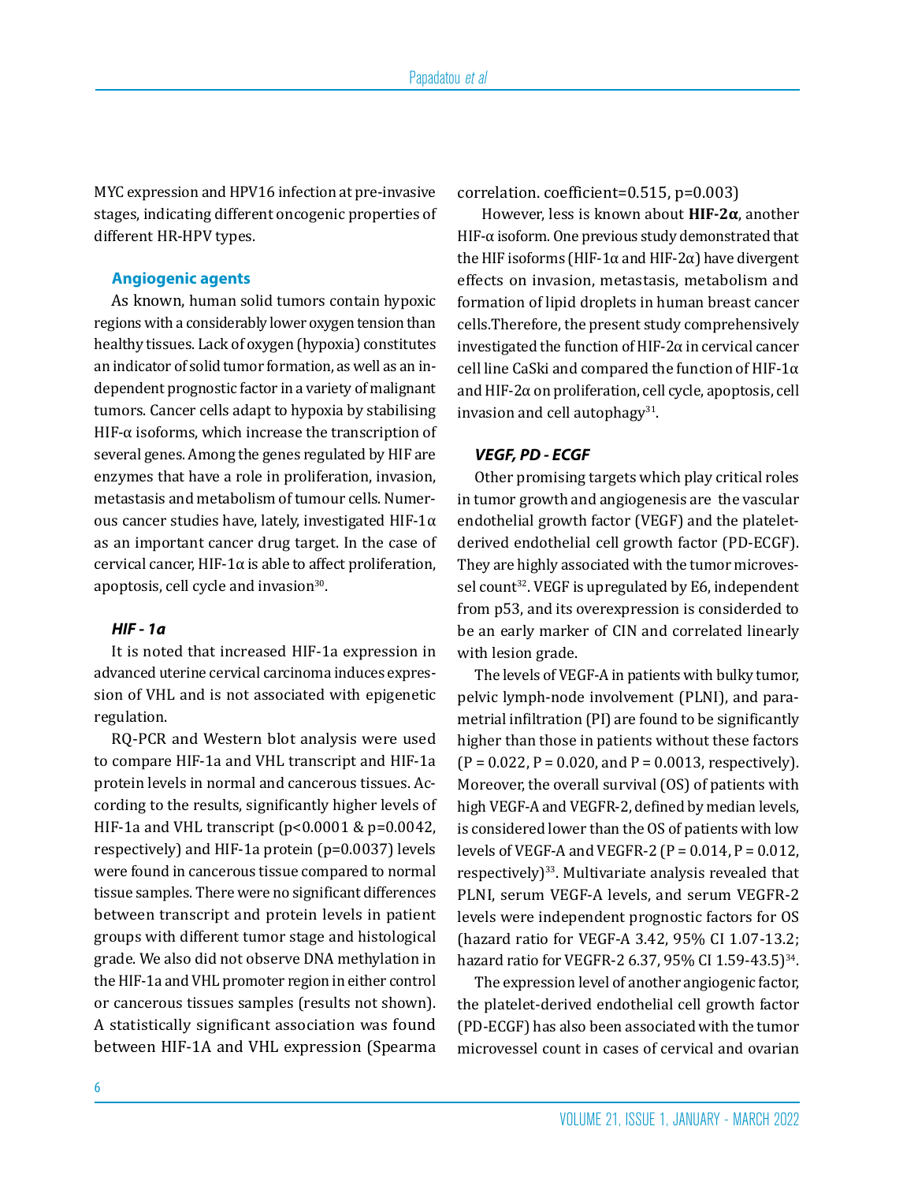MYC expression and HPV16 infection at pre-invasive stages, indicating different oncogenic properties of different HR-HPV types.

### Angiogenic agents

As known, human solid tumors contain hypoxic regions with a considerably lower oxygen tension than healthy tissues. Lack of oxygen (hypoxia) constitutes an indicator of solid tumor formation, as well as an independent prognostic factor in a variety of malignant tumors. Cancer cells adapt to hypoxia by stabilising HIF-α isoforms, which increase the transcription of several genes. Among the genes regulated by HIF are enzymes that have a role in proliferation, invasion, metastasis and metabolism of tumour cells. Numerous cancer studies have, lately, investigated HIF-1α as an important cancer drug target. In the case of cervical cancer, HIF-1α is able to affect proliferation, apoptosis, cell cycle and invasion[30].

#### *HIF - 1a*

It is noted that increased HIF-1a expression in advanced uterine cervical carcinoma induces expression of VHL and is not associated with epigenetic regulation.

RQ-PCR and Western blot analysis were used to compare HIF-1a and VHL transcript and HIF-1a protein levels in normal and cancerous tissues. According to the results, significantly higher levels of HIF-1a and VHL transcript ($p<0.0001$ & $p=0.0042$, respectively) and HIF-1a protein ($p=0.0037$) levels were found in cancerous tissue compared to normal tissue samples. There were no significant differences between transcript and protein levels in patient groups with different tumor stage and histological grade. We also did not observe DNA methylation in the HIF-1a and VHL promoter region in either control or cancerous tissues samples (results not shown). A statistically significant association was found between HIF-1A and VHL expression (Spearma correlation. coefficient=0.515, $p=0.003$)

However, less is known about **HIF-2α**, another HIF-α isoform. One previous study demonstrated that the HIF isoforms (HIF-1α and HIF-2α) have divergent effects on invasion, metastasis, metabolism and formation of lipid droplets in human breast cancer cells.Therefore, the present study comprehensively investigated the function of HIF-2α in cervical cancer cell line CaSki and compared the function of HIF-1α and HIF-2α on proliferation, cell cycle, apoptosis, cell invasion and cell autophagy[31].

#### *VEGF, PD - ECGF*

Other promising targets which play critical roles in tumor growth and angiogenesis are the vascular endothelial growth factor (VEGF) and the platelet-derived endothelial cell growth factor (PD-ECGF). They are highly associated with the tumor microvessel count[32]. VEGF is upregulated by E6, independent from p53, and its overexpression is considerded to be an early marker of CIN and correlated linearly with lesion grade.

The levels of VEGF-A in patients with bulky tumor, pelvic lymph-node involvement (PLNI), and parametrial infiltration (PI) are found to be significantly higher than those in patients without these factors ($P = 0.022$, $P = 0.020$, and $P = 0.0013$, respectively). Moreover, the overall survival (OS) of patients with high VEGF-A and VEGFR-2, defined by median levels, is considered lower than the OS of patients with low levels of VEGF-A and VEGFR-2 ($P = 0.014$, $P = 0.012$, respectively)[33]. Multivariate analysis revealed that PLNI, serum VEGF-A levels, and serum VEGFR-2 levels were independent prognostic factors for OS (hazard ratio for VEGF-A 3.42, 95% CI 1.07-13.2; hazard ratio for VEGFR-2 6.37, 95% CI 1.59-43.5)[34].

The expression level of another angiogenic factor, the platelet-derived endothelial cell growth factor (PD-ECGF) has also been associated with the tumor microvessel count in cases of cervical and ovarian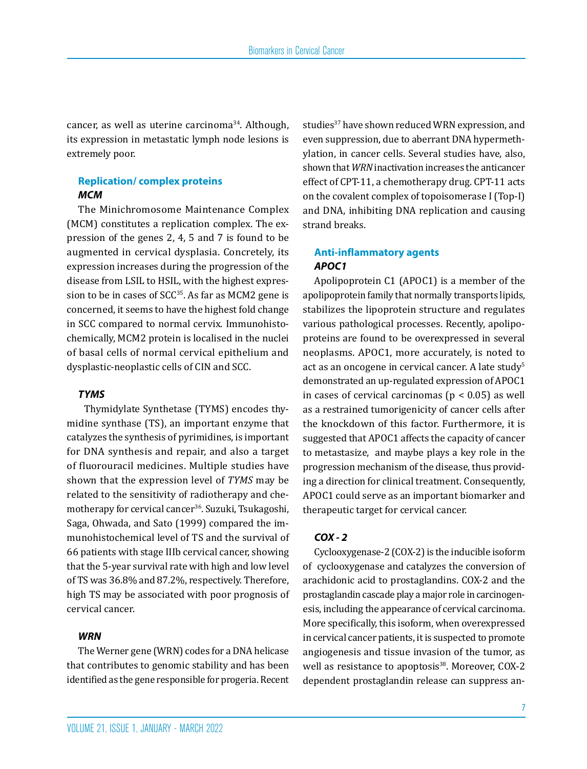cancer, as well as uterine carcinoma[34]. Although, its expression in metastatic lymph node lesions is extremely poor.

### Replication/ complex proteins

#### *MCM*

The Minichromosome Maintenance Complex (MCM) constitutes a replication complex. The expression of the genes 2, 4, 5 and 7 is found to be augmented in cervical dysplasia. Concretely, its expression increases during the progression of the disease from LSIL to HSIL, with the highest expression to be in cases of SCC[35]. As far as MCM2 gene is concerned, it seems to have the highest fold change in SCC compared to normal cervix. Immunohistochemically, MCM2 protein is localised in the nuclei of basal cells of normal cervical epithelium and dysplastic-neoplastic cells of CIN and SCC.

#### *TYMS*

Thymidylate Synthetase (TYMS) encodes thymidine synthase (TS), an important enzyme that catalyzes the synthesis of pyrimidines, is important for DNA synthesis and repair, and also a target of fluorouracil medicines. Multiple studies have shown that the expression level of *TYMS* may be related to the sensitivity of radiotherapy and chemotherapy for cervical cancer[36]. Suzuki, Tsukagoshi, Saga, Ohwada, and Sato (1999) compared the immunohistochemical level of TS and the survival of 66 patients with stage IIIb cervical cancer, showing that the 5-year survival rate with high and low level of TS was 36.8% and 87.2%, respectively. Therefore, high TS may be associated with poor prognosis of cervical cancer.

#### *WRN*

The Werner gene (WRN) codes for a DNA helicase that contributes to genomic stability and has been identified as the gene responsible for progeria. Recent studies[37] have shown reduced WRN expression, and even suppression, due to aberrant DNA hypermethylation, in cancer cells. Several studies have, also, shown that *WRN* inactivation increases the anticancer effect of CPT-11, a chemotherapy drug. CPT-11 acts on the covalent complex of topoisomerase I (Top-I) and DNA, inhibiting DNA replication and causing strand breaks.

### Anti-inflammatory agents

#### *APOC1*

Apolipoprotein C1 (APOC1) is a member of the apolipoprotein family that normally transports lipids, stabilizes the lipoprotein structure and regulates various pathological processes. Recently, apolipoproteins are found to be overexpressed in several neoplasms. APOC1, more accurately, is noted to act as an oncogene in cervical cancer. A late study[5] demonstrated an up-regulated expression of APOC1 in cases of cervical carcinomas ($p < 0.05$) as well as a restrained tumorigenicity of cancer cells after the knockdown of this factor. Furthermore, it is suggested that APOC1 affects the capacity of cancer to metastasize, and maybe plays a key role in the progression mechanism of the disease, thus providing a direction for clinical treatment. Consequently, APOC1 could serve as an important biomarker and therapeutic target for cervical cancer.

#### *COX - 2*

Cyclooxygenase-2 (COX-2) is the inducible isoform of cyclooxygenase and catalyzes the conversion of arachidonic acid to prostaglandins. COX-2 and the prostaglandin cascade play a major role in carcinogenesis, including the appearance of cervical carcinoma. More specifically, this isoform, when overexpressed in cervical cancer patients, it is suspected to promote angiogenesis and tissue invasion of the tumor, as well as resistance to apoptosis[38]. Moreover, COX-2 dependent prostaglandin release can suppress an-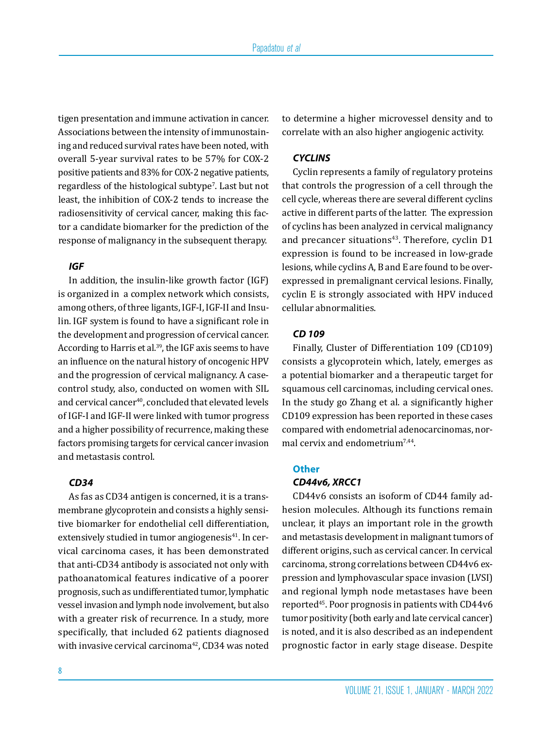tigen presentation and immune activation in cancer. Associations between the intensity of immunostaining and reduced survival rates have been noted, with overall 5-year survival rates to be 57% for COX-2 positive patients and 83% for COX-2 negative patients, regardless of the histological subtype[7]. Last but not least, the inhibition of COX-2 tends to increase the radiosensitivity of cervical cancer, making this factor a candidate biomarker for the prediction of the response of malignancy in the subsequent therapy.

### *IGF*

In addition, the insulin-like growth factor (IGF) is organized in a complex network which consists, among others, of three ligands, IGF-I, IGF-II and Insulin. IGF system is found to have a significant role in the development and progression of cervical cancer. According to Harris et al.[39], the IGF axis seems to have an influence on the natural history of oncogenic HPV and the progression of cervical malignancy. A case-control study, also, conducted on women with SIL and cervical cancer[40], concluded that elevated levels of IGF-I and IGF-II were linked with tumor progress and a higher possibility of recurrence, making these factors promising targets for cervical cancer invasion and metastasis control.

### *CD34*

As fas as CD34 antigen is concerned, it is a transmembrane glycoprotein and consists a highly sensitive biomarker for endothelial cell differentiation, extensively studied in tumor angiogenesis[41]. In cervical carcinoma cases, it has been demonstrated that anti-CD34 antibody is associated not only with pathoanatomical features indicative of a poorer prognosis, such as undifferentiated tumor, lymphatic vessel invasion and lymph node involvement, but also with a greater risk of recurrence. In a study, more specifically, that included 62 patients diagnosed with invasive cervical carcinoma[42], CD34 was noted to determine a higher microvessel density and to correlate with an also higher angiogenic activity.

### *CYCLINS*

Cyclin represents a family of regulatory proteins that controls the progression of a cell through the cell cycle, whereas there are several different cyclins active in different parts of the latter. The expression of cyclins has been analyzed in cervical malignancy and precancer situations[43]. Therefore, cyclin D1 expression is found to be increased in low-grade lesions, while cyclins A, B and E are found to be overexpressed in premalignant cervical lesions. Finally, cyclin E is strongly associated with HPV induced cellular abnormalities.

### *CD 109*

Finally, Cluster of Differentiation 109 (CD109) consists a glycoprotein which, lately, emerges as a potential biomarker and a therapeutic target for squamous cell carcinomas, including cervical ones. In the study go Zhang et al. a significantly higher CD109 expression has been reported in these cases compared with endometrial adenocarcinomas, normal cervix and endometrium[7,44].

## Other

### *CD44v6, XRCC1*

CD44v6 consists an isoform of CD44 family adhesion molecules. Although its functions remain unclear, it plays an important role in the growth and metastasis development in malignant tumors of different origins, such as cervical cancer. In cervical carcinoma, strong correlations between CD44v6 expression and lymphovascular space invasion (LVSI) and regional lymph node metastases have been reported[45]. Poor prognosis in patients with CD44v6 tumor positivity (both early and late cervical cancer) is noted, and it is also described as an independent prognostic factor in early stage disease. Despite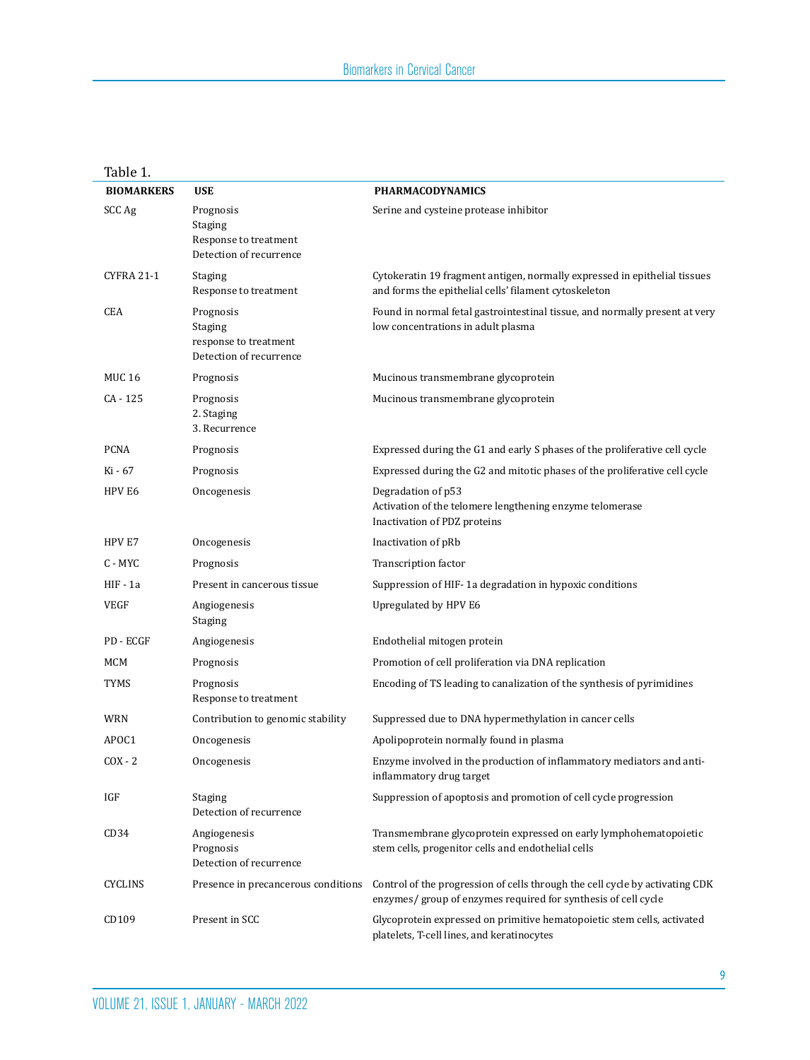Table 1.

| BIOMARKERS | USE | PHARMACODYNAMICS |
|---|---|---|
| SCC Ag | Prognosis<br>Staging<br>Response to treatment<br>Detection of recurrence | Serine and cysteine protease inhibitor |
| CYFRA 21-1 | Staging<br>Response to treatment | Cytokeratin 19 fragment antigen, normally expressed in epithelial tissues and forms the epithelial cells' filament cytoskeleton |
| CEA | Prognosis<br>Staging<br>response to treatment<br>Detection of recurrence | Found in normal fetal gastrointestinal tissue, and normally present at very low concentrations in adult plasma |
| MUC 16 | Prognosis | Mucinous transmembrane glycoprotein |
| CA - 125 | Prognosis<br>2. Staging<br>3. Recurrence | Mucinous transmembrane glycoprotein |
| PCNA | Prognosis | Expressed during the G1 and early S phases of the proliferative cell cycle |
| Ki - 67 | Prognosis | Expressed during the G2 and mitotic phases of the proliferative cell cycle |
| HPV E6 | Oncogenesis | Degradation of p53<br>Activation of the telomere lengthening enzyme telomerase<br>Inactivation of PDZ proteins |
| HPV E7 | Oncogenesis | Inactivation of pRb |
| C - MYC | Prognosis | Transcription factor |
| HIF - 1a | Present in cancerous tissue | Suppression of HIF- 1a degradation in hypoxic conditions |
| VEGF | Angiogenesis<br>Staging | Upregulated by HPV E6 |
| PD - ECGF | Angiogenesis | Endothelial mitogen protein |
| MCM | Prognosis | Promotion of cell proliferation via DNA replication |
| TYMS | Prognosis<br>Response to treatment | Encoding of TS leading to canalization of the synthesis of pyrimidines |
| WRN | Contribution to genomic stability | Suppressed due to DNA hypermethylation in cancer cells |
| APOC1 | Oncogenesis | Apolipoprotein normally found in plasma |
| COX - 2 | Oncogenesis | Enzyme involved in the production of inflammatory mediators and anti-inflammatory drug target |
| IGF | Staging<br>Detection of recurrence | Suppression of apoptosis and promotion of cell cycle progression |
| CD34 | Angiogenesis<br>Prognosis<br>Detection of recurrence | Transmembrane glycoprotein expressed on early lymphohematopoietic stem cells, progenitor cells and endothelial cells |
| CYCLINS | Presence in precancerous conditions | Control of the progression of cells through the cell cycle by activating CDK enzymes/ group of enzymes required for synthesis of cell cycle |
| CD109 | Present in SCC | Glycoprotein expressed on primitive hematopoietic stem cells, activated platelets, T-cell lines, and keratinocytes |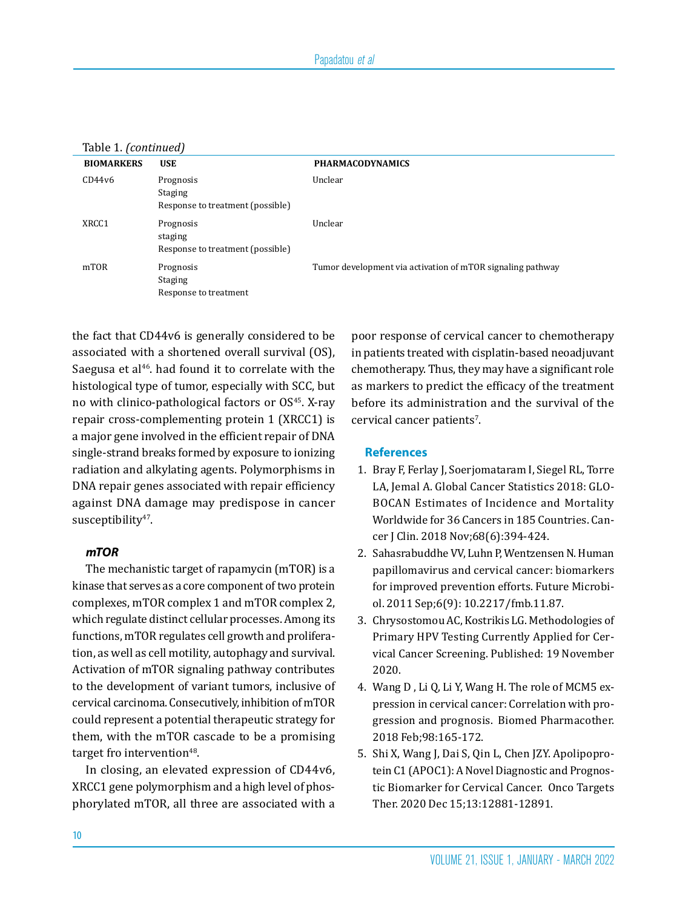Table 1. *(continued)*

| BIOMARKERS | USE | PHARMACODYNAMICS |
|---|---|---|
| CD44v6 | Prognosis<br>Staging<br>Response to treatment (possible) | Unclear |
| XRCC1 | Prognosis<br>staging<br>Response to treatment (possible) | Unclear |
| mTOR | Prognosis<br>Staging<br>Response to treatment | Tumor development via activation of mTOR signaling pathway |

the fact that CD44v6 is generally considered to be associated with a shortened overall survival (OS), Saegusa et al[46]. had found it to correlate with the histological type of tumor, especially with SCC, but no with clinico-pathological factors or OS[45]. X-ray repair cross-complementing protein 1 (XRCC1) is a major gene involved in the efficient repair of DNA single-strand breaks formed by exposure to ionizing radiation and alkylating agents. Polymorphisms in DNA repair genes associated with repair efficiency against DNA damage may predispose in cancer susceptibility[47].

### *mTOR*

The mechanistic target of rapamycin (mTOR) is a kinase that serves as a core component of two protein complexes, mTOR complex 1 and mTOR complex 2, which regulate distinct cellular processes. Among its functions, mTOR regulates cell growth and proliferation, as well as cell motility, autophagy and survival. Activation of mTOR signaling pathway contributes to the development of variant tumors, inclusive of cervical carcinoma. Consecutively, inhibition of mTOR could represent a potential therapeutic strategy for them, with the mTOR cascade to be a promising target fro intervention[48].

In closing, an elevated expression of CD44v6, XRCC1 gene polymorphism and a high level of phosphorylated mTOR, all three are associated with a poor response of cervical cancer to chemotherapy in patients treated with cisplatin-based neoadjuvant chemotherapy. Thus, they may have a significant role as markers to predict the efficacy of the treatment before its administration and the survival of the cervical cancer patients[7].

## References

1. Bray F, Ferlay J, Soerjomataram I, Siegel RL, Torre LA, Jemal A. Global Cancer Statistics 2018: GLOBOCAN Estimates of Incidence and Mortality Worldwide for 36 Cancers in 185 Countries. Cancer J Clin. 2018 Nov;68(6):394-424.
2. Sahasrabuddhe VV, Luhn P, Wentzensen N. Human papillomavirus and cervical cancer: biomarkers for improved prevention efforts. Future Microbiol. 2011 Sep;6(9): 10.2217/fmb.11.87.
3. Chrysostomou AC, Kostrikis LG. Methodologies of Primary HPV Testing Currently Applied for Cervical Cancer Screening. Published: 19 November 2020.
4. Wang D , Li Q, Li Y, Wang H. The role of MCM5 expression in cervical cancer: Correlation with progression and prognosis. Biomed Pharmacother. 2018 Feb;98:165-172.
5. Shi X, Wang J, Dai S, Qin L, Chen JZY. Apolipoprotein C1 (APOC1): A Novel Diagnostic and Prognostic Biomarker for Cervical Cancer. Onco Targets Ther. 2020 Dec 15;13:12881-12891.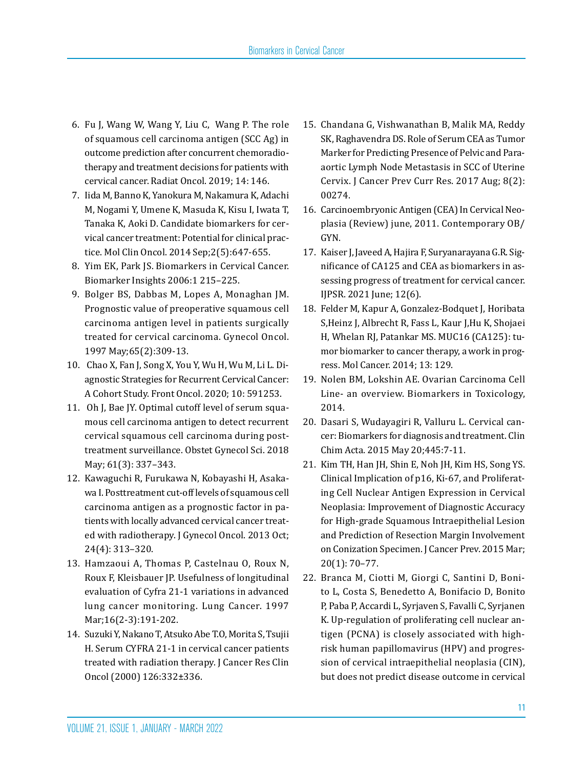6. Fu J, Wang W, Wang Y, Liu C, Wang P. The role of squamous cell carcinoma antigen (SCC Ag) in outcome prediction after concurrent chemoradiotherapy and treatment decisions for patients with cervical cancer. Radiat Oncol. 2019; 14: 146.
7. Iida M, Banno K, Yanokura M, Nakamura K, Adachi M, Nogami Y, Umene K, Masuda K, Kisu I, Iwata T, Tanaka K, Aoki D. Candidate biomarkers for cervical cancer treatment: Potential for clinical practice. Mol Clin Oncol. 2014 Sep;2(5):647-655.
8. Yim EK, Park JS. Biomarkers in Cervical Cancer. Biomarker Insights 2006:1 215–225.
9. Bolger BS, Dabbas M, Lopes A, Monaghan JM. Prognostic value of preoperative squamous cell carcinoma antigen level in patients surgically treated for cervical carcinoma. Gynecol Oncol. 1997 May;65(2):309-13.
10. Chao X, Fan J, Song X, You Y, Wu H, Wu M, Li L. Diagnostic Strategies for Recurrent Cervical Cancer: A Cohort Study. Front Oncol. 2020; 10: 591253.
11. Oh J, Bae JY. Optimal cutoff level of serum squamous cell carcinoma antigen to detect recurrent cervical squamous cell carcinoma during post-treatment surveillance. Obstet Gynecol Sci. 2018 May; 61(3): 337–343.
12. Kawaguchi R, Furukawa N, Kobayashi H, Asakawa I. Posttreatment cut-off levels of squamous cell carcinoma antigen as a prognostic factor in patients with locally advanced cervical cancer treated with radiotherapy. J Gynecol Oncol. 2013 Oct; 24(4): 313–320.
13. Hamzaoui A, Thomas P, Castelnau O, Roux N, Roux F, Kleisbauer JP. Usefulness of longitudinal evaluation of Cyfra 21-1 variations in advanced lung cancer monitoring. Lung Cancer. 1997 Mar;16(2-3):191-202.
14. Suzuki Y, Nakano T, Atsuko Abe T.O, Morita S, Tsujii H. Serum CYFRA 21-1 in cervical cancer patients treated with radiation therapy. J Cancer Res Clin Oncol (2000) 126:332±336.
15. Chandana G, Vishwanathan B, Malik MA, Reddy SK, Raghavendra DS. Role of Serum CEA as Tumor Marker for Predicting Presence of Pelvic and Para-aortic Lymph Node Metastasis in SCC of Uterine Cervix. J Cancer Prev Curr Res. 2017 Aug; 8(2): 00274.
16. Carcinoembryonic Antigen (CEA) In Cervical Neoplasia (Review) june, 2011. Contemporary OB/GYN.
17. Kaiser J, Javeed A, Hajira F, Suryanarayana G.R. Significance of CA125 and CEA as biomarkers in assessing progress of treatment for cervical cancer. IJPSR. 2021 June; 12(6).
18. Felder M, Kapur A, Gonzalez-Bodquet J, Horibata S,Heinz J, Albrecht R, Fass L, Kaur J,Hu K, Shojaei H, Whelan RJ, Patankar MS. MUC16 (CA125): tumor biomarker to cancer therapy, a work in progress. Mol Cancer. 2014; 13: 129.
19. Nolen BM, Lokshin AE. Ovarian Carcinoma Cell Line- an overview. Biomarkers in Toxicology, 2014.
20. Dasari S, Wudayagiri R, Valluru L. Cervical cancer: Biomarkers for diagnosis and treatment. Clin Chim Acta. 2015 May 20;445:7-11.
21. Kim TH, Han JH, Shin E, Noh JH, Kim HS, Song YS. Clinical Implication of p16, Ki-67, and Proliferating Cell Nuclear Antigen Expression in Cervical Neoplasia: Improvement of Diagnostic Accuracy for High-grade Squamous Intraepithelial Lesion and Prediction of Resection Margin Involvement on Conization Specimen. J Cancer Prev. 2015 Mar; 20(1): 70–77.
22. Branca M, Ciotti M, Giorgi C, Santini D, Bonito L, Costa S, Benedetto A, Bonifacio D, Bonito P, Paba P, Accardi L, Syrjaven S, Favalli C, Syrjanen K. Up-regulation of proliferating cell nuclear antigen (PCNA) is closely associated with high-risk human papillomavirus (HPV) and progression of cervical intraepithelial neoplasia (CIN), but does not predict disease outcome in cervical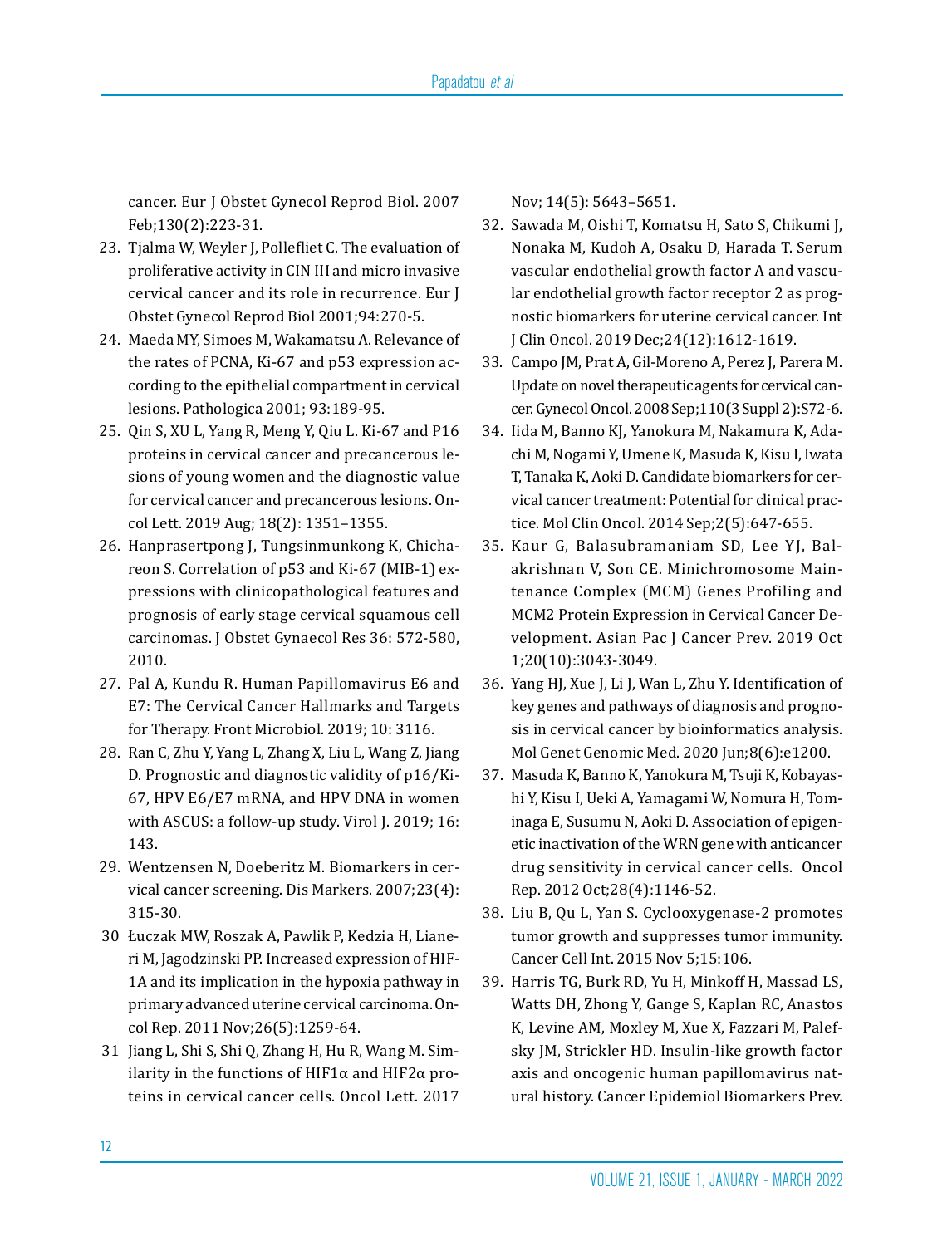cancer. Eur J Obstet Gynecol Reprod Biol. 2007 Feb;130(2):223-31.

23. Tjalma W, Weyler J, Pollefliet C. The evaluation of proliferative activity in CIN III and micro invasive cervical cancer and its role in recurrence. Eur J Obstet Gynecol Reprod Biol 2001;94:270-5.
24. Maeda MY, Simoes M, Wakamatsu A. Relevance of the rates of PCNA, Ki-67 and p53 expression according to the epithelial compartment in cervical lesions. Pathologica 2001; 93:189-95.
25. Qin S, XU L, Yang R, Meng Y, Qiu L. Ki-67 and P16 proteins in cervical cancer and precancerous lesions of young women and the diagnostic value for cervical cancer and precancerous lesions. Oncol Lett. 2019 Aug; 18(2): 1351–1355.
26. Hanprasertpong J, Tungsinmunkong K, Chichareon S. Correlation of p53 and Ki-67 (MIB-1) expressions with clinicopathological features and prognosis of early stage cervical squamous cell carcinomas. J Obstet Gynaecol Res 36: 572-580, 2010.
27. Pal A, Kundu R. Human Papillomavirus E6 and E7: The Cervical Cancer Hallmarks and Targets for Therapy. Front Microbiol. 2019; 10: 3116.
28. Ran C, Zhu Y, Yang L, Zhang X, Liu L, Wang Z, Jiang D. Prognostic and diagnostic validity of p16/Ki-67, HPV E6/E7 mRNA, and HPV DNA in women with ASCUS: a follow-up study. Virol J. 2019; 16: 143.
29. Wentzensen N, Doeberitz M. Biomarkers in cervical cancer screening. Dis Markers. 2007;23(4): 315-30.
30. Łuczak MW, Roszak A, Pawlik P, Kedzia H, Lianeri M, Jagodzinski PP. Increased expression of HIF-1A and its implication in the hypoxia pathway in primary advanced uterine cervical carcinoma. Oncol Rep. 2011 Nov;26(5):1259-64.
31. Jiang L, Shi S, Shi Q, Zhang H, Hu R, Wang M. Similarity in the functions of HIF1α and HIF2α proteins in cervical cancer cells. Oncol Lett. 2017 Nov; 14(5): 5643–5651.
32. Sawada M, Oishi T, Komatsu H, Sato S, Chikumi J, Nonaka M, Kudoh A, Osaku D, Harada T. Serum vascular endothelial growth factor A and vascular endothelial growth factor receptor 2 as prognostic biomarkers for uterine cervical cancer. Int J Clin Oncol. 2019 Dec;24(12):1612-1619.
33. Campo JM, Prat A, Gil-Moreno A, Perez J, Parera M. Update on novel therapeutic agents for cervical cancer. Gynecol Oncol. 2008 Sep;110(3 Suppl 2):S72-6.
34. Iida M, Banno KJ, Yanokura M, Nakamura K, Adachi M, Nogami Y, Umene K, Masuda K, Kisu I, Iwata T, Tanaka K, Aoki D. Candidate biomarkers for cervical cancer treatment: Potential for clinical practice. Mol Clin Oncol. 2014 Sep;2(5):647-655.
35. Kaur G, Balasubramaniam SD, Lee YJ, Balakrishnan V, Son CE. Minichromosome Maintenance Complex (MCM) Genes Profiling and MCM2 Protein Expression in Cervical Cancer Development. Asian Pac J Cancer Prev. 2019 Oct 1;20(10):3043-3049.
36. Yang HJ, Xue J, Li J, Wan L, Zhu Y. Identification of key genes and pathways of diagnosis and prognosis in cervical cancer by bioinformatics analysis. Mol Genet Genomic Med. 2020 Jun;8(6):e1200.
37. Masuda K, Banno K, Yanokura M, Tsuji K, Kobayashi Y, Kisu I, Ueki A, Yamagami W, Nomura H, Tominaga E, Susumu N, Aoki D. Association of epigenetic inactivation of the WRN gene with anticancer drug sensitivity in cervical cancer cells. Oncol Rep. 2012 Oct;28(4):1146-52.
38. Liu B, Qu L, Yan S. Cyclooxygenase-2 promotes tumor growth and suppresses tumor immunity. Cancer Cell Int. 2015 Nov 5;15:106.
39. Harris TG, Burk RD, Yu H, Minkoff H, Massad LS, Watts DH, Zhong Y, Gange S, Kaplan RC, Anastos K, Levine AM, Moxley M, Xue X, Fazzari M, Palefsky JM, Strickler HD. Insulin-like growth factor axis and oncogenic human papillomavirus natural history. Cancer Epidemiol Biomarkers Prev.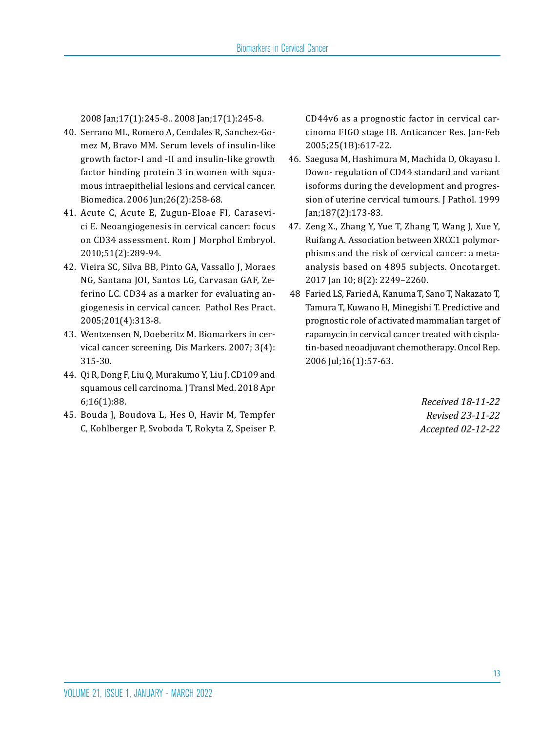2008 Jan;17(1):245-8.. 2008 Jan;17(1):245-8.

40. Serrano ML, Romero A, Cendales R, Sanchez-Gomez M, Bravo MM. Serum levels of insulin-like growth factor-I and -II and insulin-like growth factor binding protein 3 in women with squamous intraepithelial lesions and cervical cancer. Biomedica. 2006 Jun;26(2):258-68.
41. Acute C, Acute E, Zugun-Eloae FI, Carasevici E. Neoangiogenesis in cervical cancer: focus on CD34 assessment. Rom J Morphol Embryol. 2010;51(2):289-94.
42. Vieira SC, Silva BB, Pinto GA, Vassallo J, Moraes NG, Santana JOI, Santos LG, Carvasan GAF, Zeferino LC. CD34 as a marker for evaluating angiogenesis in cervical cancer. Pathol Res Pract. 2005;201(4):313-8.
43. Wentzensen N, Doeberitz M. Biomarkers in cervical cancer screening. Dis Markers. 2007; 3(4): 315-30.
44. Qi R, Dong F, Liu Q, Murakumo Y, Liu J. CD109 and squamous cell carcinoma. J Transl Med. 2018 Apr 6;16(1):88.
45. Bouda J, Boudova L, Hes O, Havir M, Tempfer C, Kohlberger P, Svoboda T, Rokyta Z, Speiser P. CD44v6 as a prognostic factor in cervical carcinoma FIGO stage IB. Anticancer Res. Jan-Feb 2005;25(1B):617-22.
46. Saegusa M, Hashimura M, Machida D, Okayasu I. Down- regulation of CD44 standard and variant isoforms during the development and progression of uterine cervical tumours. J Pathol. 1999 Jan;187(2):173-83.
47. Zeng X., Zhang Y, Yue T, Zhang T, Wang J, Xue Y, Ruifang A. Association between XRCC1 polymorphisms and the risk of cervical cancer: a meta-analysis based on 4895 subjects. Oncotarget. 2017 Jan 10; 8(2): 2249–2260.
48. Faried LS, Faried A, Kanuma T, Sano T, Nakazato T, Tamura T, Kuwano H, Minegishi T. Predictive and prognostic role of activated mammalian target of rapamycin in cervical cancer treated with cisplatin-based neoadjuvant chemotherapy. Oncol Rep. 2006 Jul;16(1):57-63.

*Received 18-11-22*
*Revised 23-11-22*
*Accepted 02-12-22*